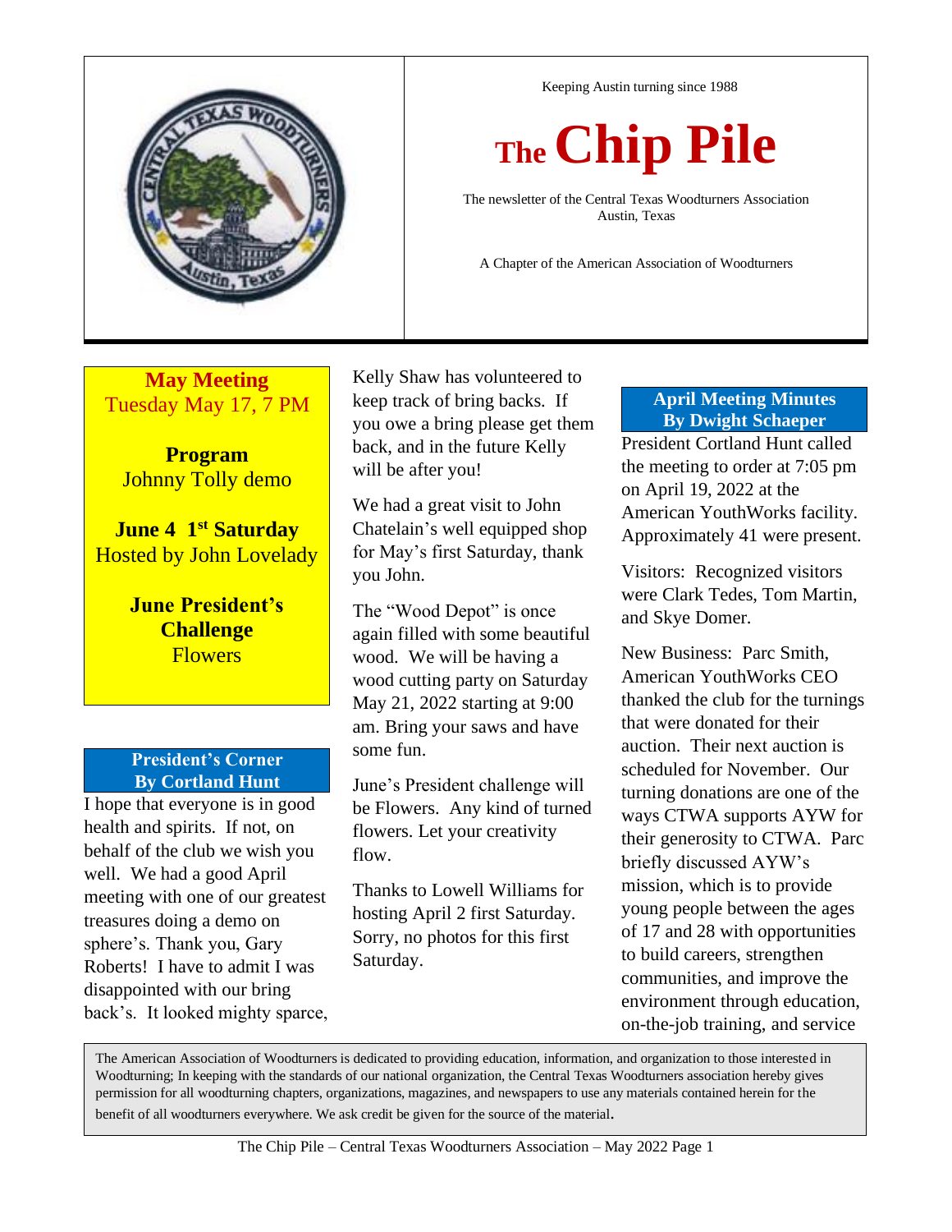Keeping Austin turning since 1988

# The Chip Pile

The newsletter of the Central Texas Woodturners Association
Austin, Texas

A Chapter of the American Association of Woodturners

**May Meeting**
Tuesday May 17, 7 PM

**Program**
Johnny Tolly demo

**June 4 1st Saturday**
Hosted by John Lovelady

**June President's Challenge**
Flowers

## President's Corner By Cortland Hunt

I hope that everyone is in good health and spirits. If not, on behalf of the club we wish you well. We had a good April meeting with one of our greatest treasures doing a demo on sphere's. Thank you, Gary Roberts! I have to admit I was disappointed with our bring back's. It looked mighty sparce, Kelly Shaw has volunteered to keep track of bring backs. If you owe a bring please get them back, and in the future Kelly will be after you!

We had a great visit to John Chatelain's well equipped shop for May's first Saturday, thank you John.

The "Wood Depot" is once again filled with some beautiful wood. We will be having a wood cutting party on Saturday May 21, 2022 starting at 9:00 am. Bring your saws and have some fun.

June's President challenge will be Flowers. Any kind of turned flowers. Let your creativity flow.

Thanks to Lowell Williams for hosting April 2 first Saturday. Sorry, no photos for this first Saturday.

## April Meeting Minutes By Dwight Schaeper

President Cortland Hunt called the meeting to order at 7:05 pm on April 19, 2022 at the American YouthWorks facility. Approximately 41 were present.

Visitors: Recognized visitors were Clark Tedes, Tom Martin, and Skye Domer.

New Business: Parc Smith, American YouthWorks CEO thanked the club for the turnings that were donated for their auction. Their next auction is scheduled for November. Our turning donations are one of the ways CTWA supports AYW for their generosity to CTWA. Parc briefly discussed AYW's mission, which is to provide young people between the ages of 17 and 28 with opportunities to build careers, strengthen communities, and improve the environment through education, on-the-job training, and service

The American Association of Woodturners is dedicated to providing education, information, and organization to those interested in Woodturning; In keeping with the standards of our national organization, the Central Texas Woodturners association hereby gives permission for all woodturning chapters, organizations, magazines, and newspapers to use any materials contained herein for the benefit of all woodturners everywhere. We ask credit be given for the source of the material.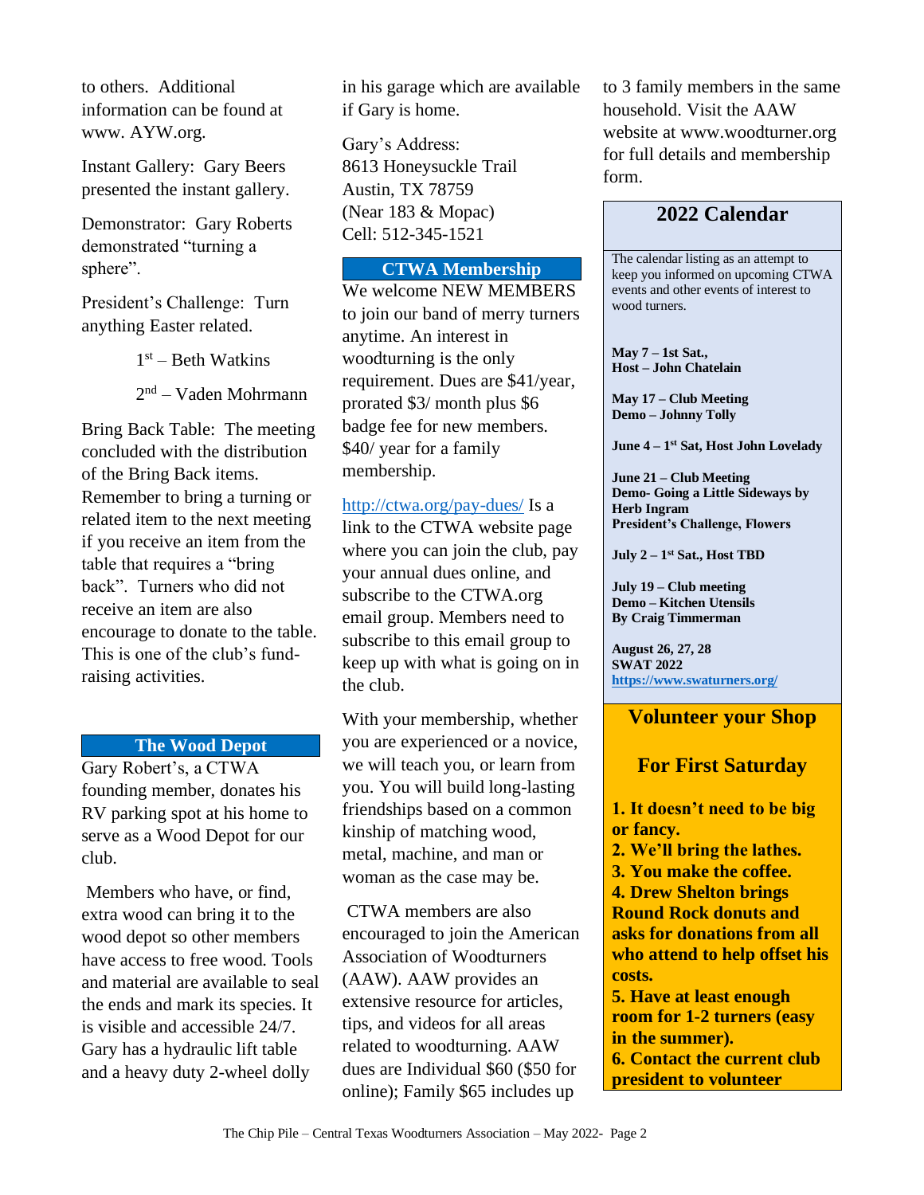to others. Additional information can be found at www. AYW.org.

Instant Gallery: Gary Beers presented the instant gallery.

Demonstrator: Gary Roberts demonstrated "turning a sphere".

President's Challenge: Turn anything Easter related.

1st – Beth Watkins

2nd – Vaden Mohrmann

Bring Back Table: The meeting concluded with the distribution of the Bring Back items. Remember to bring a turning or related item to the next meeting if you receive an item from the table that requires a "bring back". Turners who did not receive an item are also encourage to donate to the table. This is one of the club's fund-raising activities.

## The Wood Depot

Gary Robert's, a CTWA founding member, donates his RV parking spot at his home to serve as a Wood Depot for our club.

Members who have, or find, extra wood can bring it to the wood depot so other members have access to free wood. Tools and material are available to seal the ends and mark its species. It is visible and accessible 24/7. Gary has a hydraulic lift table and a heavy duty 2-wheel dolly in his garage which are available if Gary is home.

Gary's Address:
8613 Honeysuckle Trail
Austin, TX 78759
(Near 183 & Mopac)
Cell: 512-345-1521

## CTWA Membership

We welcome NEW MEMBERS to join our band of merry turners anytime. An interest in woodturning is the only requirement. Dues are $41/year, prorated $3/ month plus $6 badge fee for new members. $40/ year for a family membership.

http://ctwa.org/pay-dues/ Is a link to the CTWA website page where you can join the club, pay your annual dues online, and subscribe to the CTWA.org email group. Members need to subscribe to this email group to keep up with what is going on in the club.

With your membership, whether you are experienced or a novice, we will teach you, or learn from you. You will build long-lasting friendships based on a common kinship of matching wood, metal, machine, and man or woman as the case may be.

CTWA members are also encouraged to join the American Association of Woodturners (AAW). AAW provides an extensive resource for articles, tips, and videos for all areas related to woodturning. AAW dues are Individual $60 ($50 for online); Family $65 includes up to 3 family members in the same household. Visit the AAW website at www.woodturner.org for full details and membership form.

## 2022 Calendar

The calendar listing as an attempt to keep you informed on upcoming CTWA events and other events of interest to wood turners.

**May 7 – 1st Sat.,**
**Host – John Chatelain**

**May 17 – Club Meeting**
**Demo – Johnny Tolly**

**June 4 – 1st Sat, Host John Lovelady**

**June 21 – Club Meeting**
**Demo- Going a Little Sideways by Herb Ingram**
**President's Challenge, Flowers**

**July 2 – 1st Sat., Host TBD**

**July 19 – Club meeting**
**Demo – Kitchen Utensils**
**By Craig Timmerman**

**August 26, 27, 28**
**SWAT 2022**
**https://www.swaturners.org/**

## Volunteer your Shop

## For First Saturday

**1. It doesn't need to be big or fancy.**
**2. We'll bring the lathes.**
**3. You make the coffee.**
**4. Drew Shelton brings Round Rock donuts and asks for donations from all who attend to help offset his costs.**
**5. Have at least enough room for 1-2 turners (easy in the summer).**
**6. Contact the current club president to volunteer**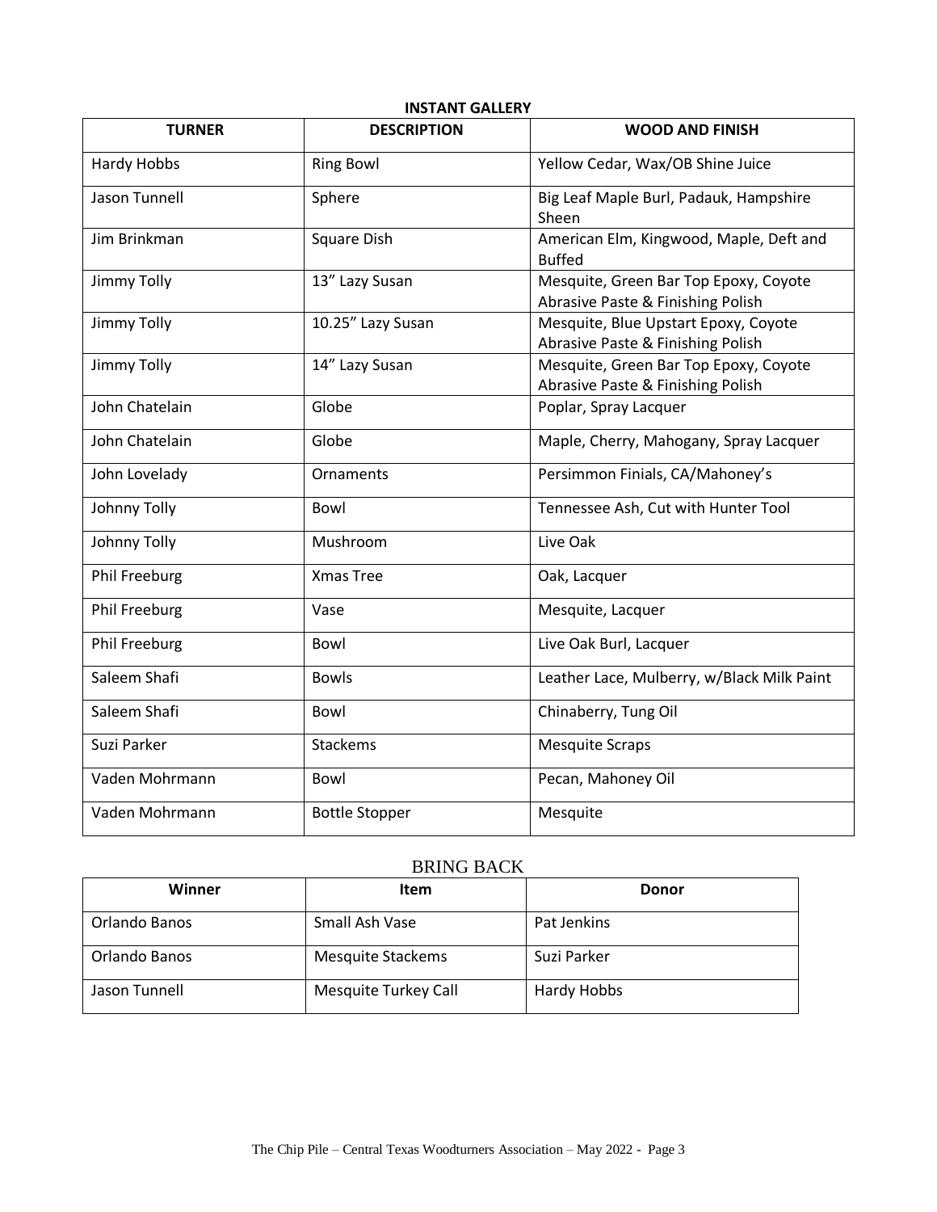## INSTANT GALLERY

| TURNER | DESCRIPTION | WOOD AND FINISH |
|---|---|---|
| Hardy Hobbs | Ring Bowl | Yellow Cedar, Wax/OB Shine Juice |
| Jason Tunnell | Sphere | Big Leaf Maple Burl, Padauk, Hampshire Sheen |
| Jim Brinkman | Square Dish | American Elm, Kingwood, Maple, Deft and Buffed |
| Jimmy Tolly | 13" Lazy Susan | Mesquite, Green Bar Top Epoxy, Coyote Abrasive Paste & Finishing Polish |
| Jimmy Tolly | 10.25" Lazy Susan | Mesquite, Blue Upstart Epoxy, Coyote Abrasive Paste & Finishing Polish |
| Jimmy Tolly | 14" Lazy Susan | Mesquite, Green Bar Top Epoxy, Coyote Abrasive Paste & Finishing Polish |
| John Chatelain | Globe | Poplar, Spray Lacquer |
| John Chatelain | Globe | Maple, Cherry, Mahogany, Spray Lacquer |
| John Lovelady | Ornaments | Persimmon Finials, CA/Mahoney's |
| Johnny Tolly | Bowl | Tennessee Ash, Cut with Hunter Tool |
| Johnny Tolly | Mushroom | Live Oak |
| Phil Freeburg | Xmas Tree | Oak, Lacquer |
| Phil Freeburg | Vase | Mesquite, Lacquer |
| Phil Freeburg | Bowl | Live Oak Burl, Lacquer |
| Saleem Shafi | Bowls | Leather Lace, Mulberry, w/Black Milk Paint |
| Saleem Shafi | Bowl | Chinaberry, Tung Oil |
| Suzi Parker | Stackems | Mesquite Scraps |
| Vaden Mohrmann | Bowl | Pecan, Mahoney Oil |
| Vaden Mohrmann | Bottle Stopper | Mesquite |

## BRING BACK

| Winner | Item | Donor |
|---|---|---|
| Orlando Banos | Small Ash Vase | Pat Jenkins |
| Orlando Banos | Mesquite Stackems | Suzi Parker |
| Jason Tunnell | Mesquite Turkey Call | Hardy Hobbs |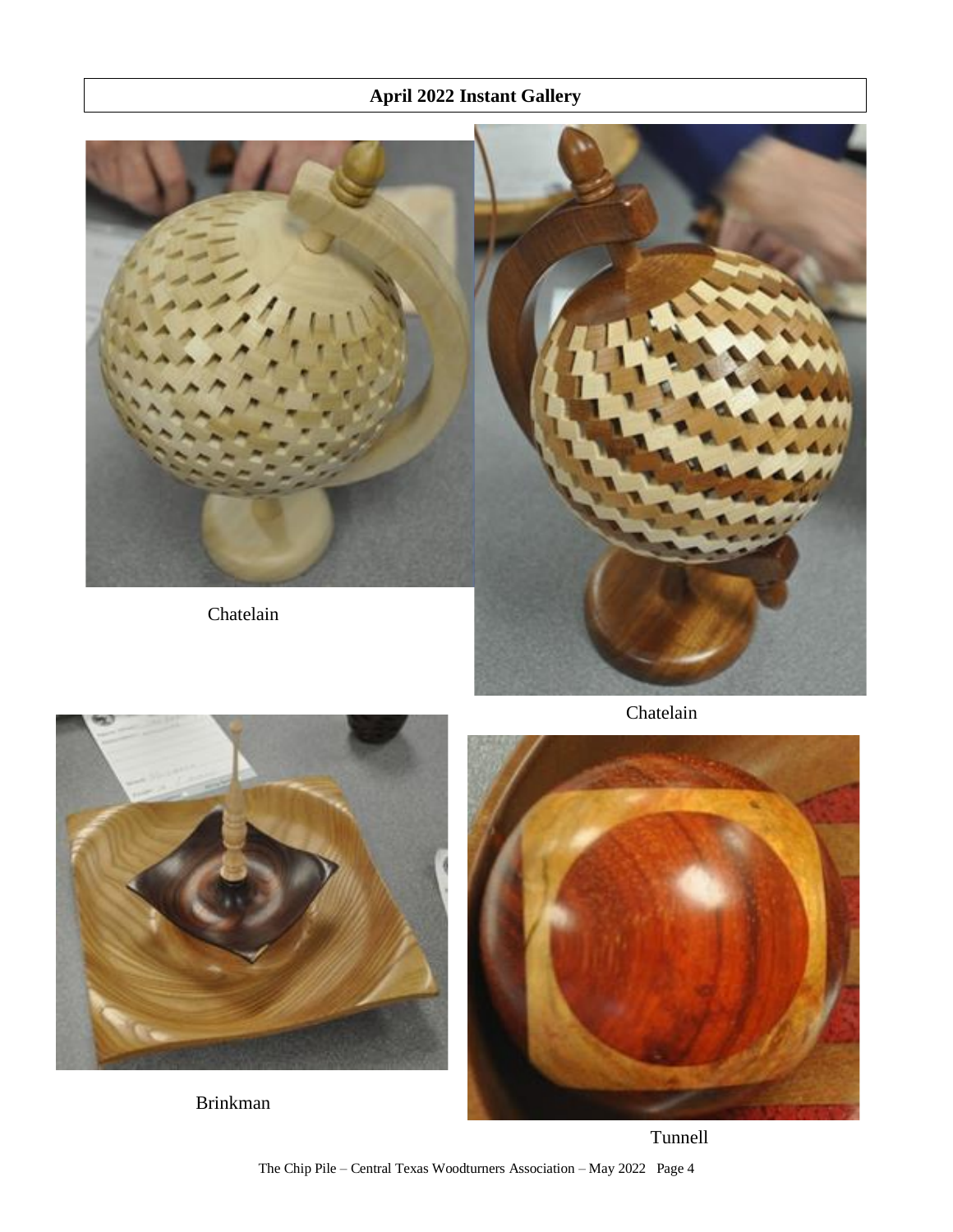## April 2022 Instant Gallery

Chatelain

Chatelain

Brinkman

Tunnell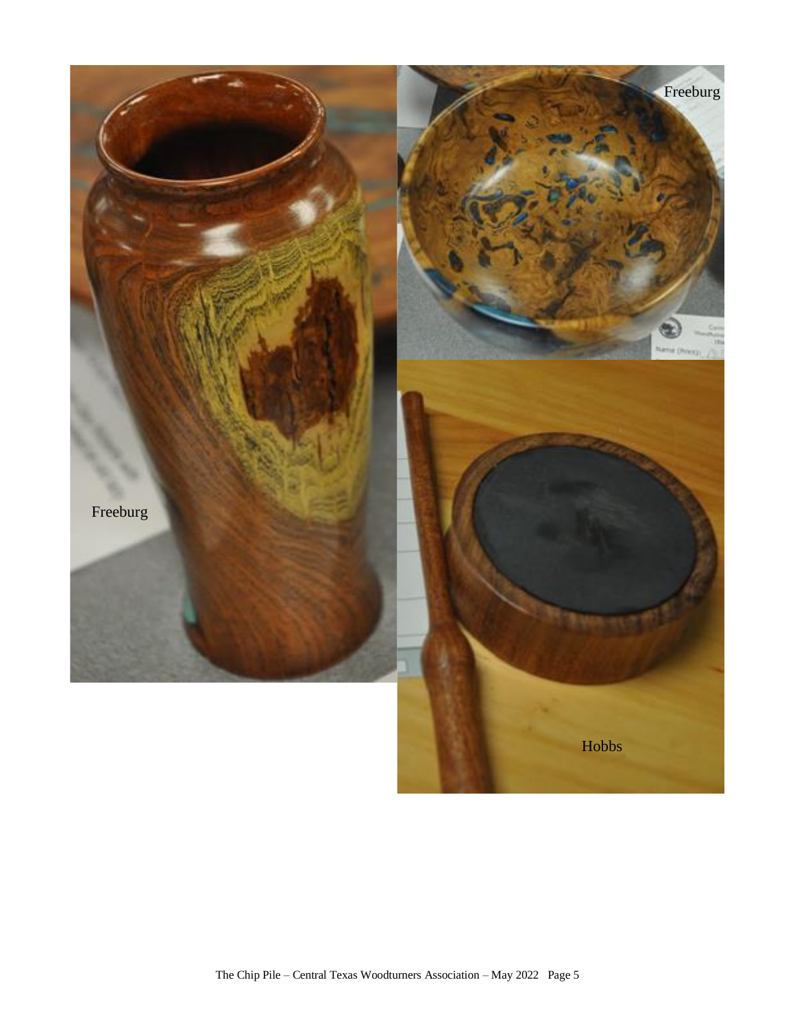Freeburg

Freeburg

Hobbs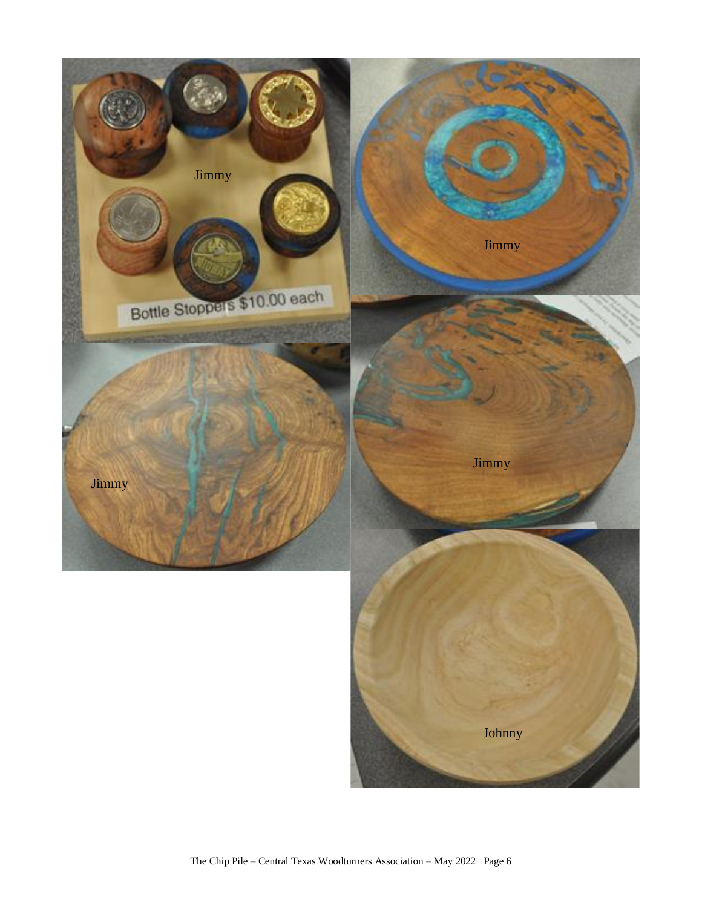Jimmy

Bottle Stoppers $10.00 each

Jimmy

Jimmy

Jimmy

Johnny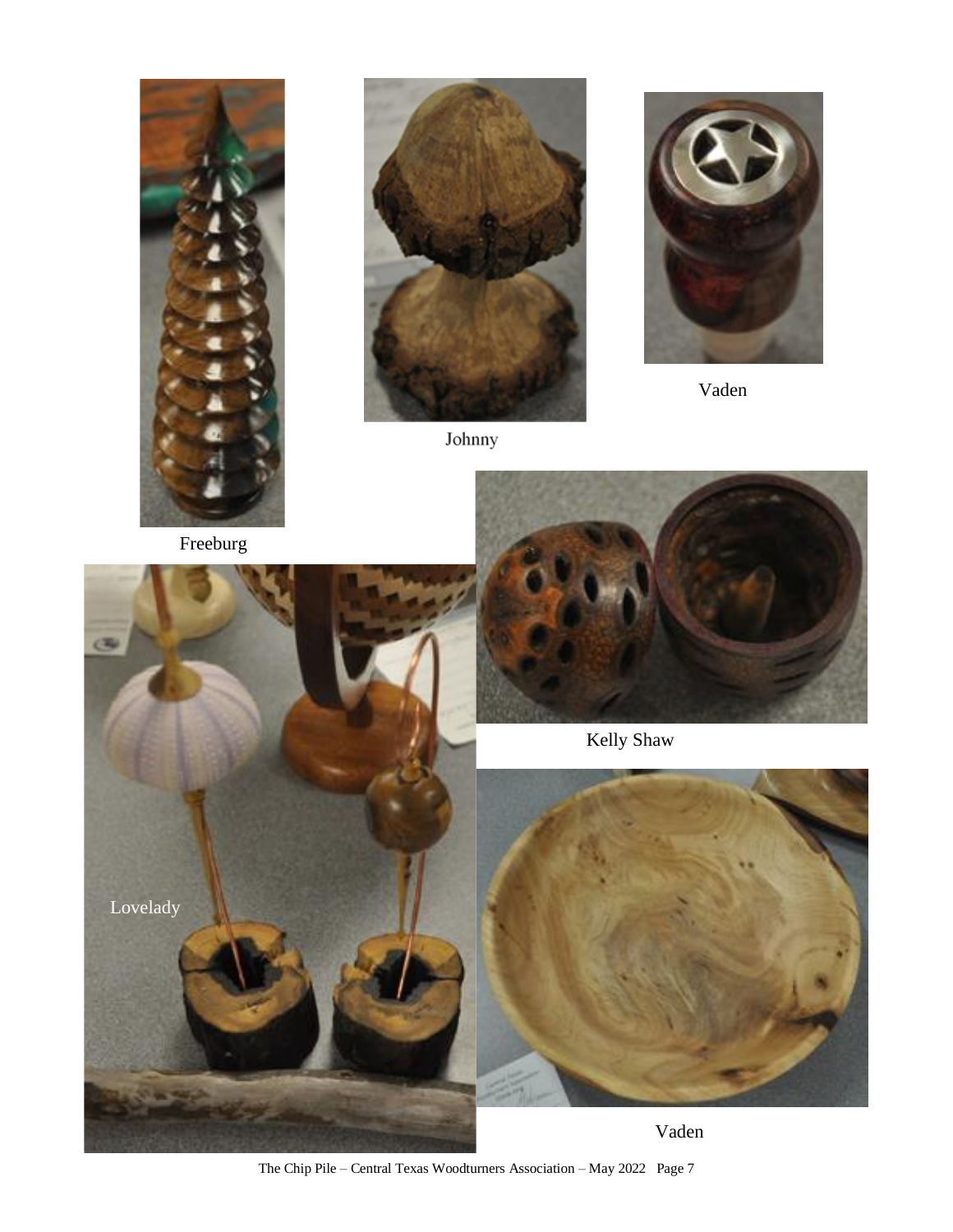Freeburg

Johnny

Vaden

Kelly Shaw

Lovelady

Vaden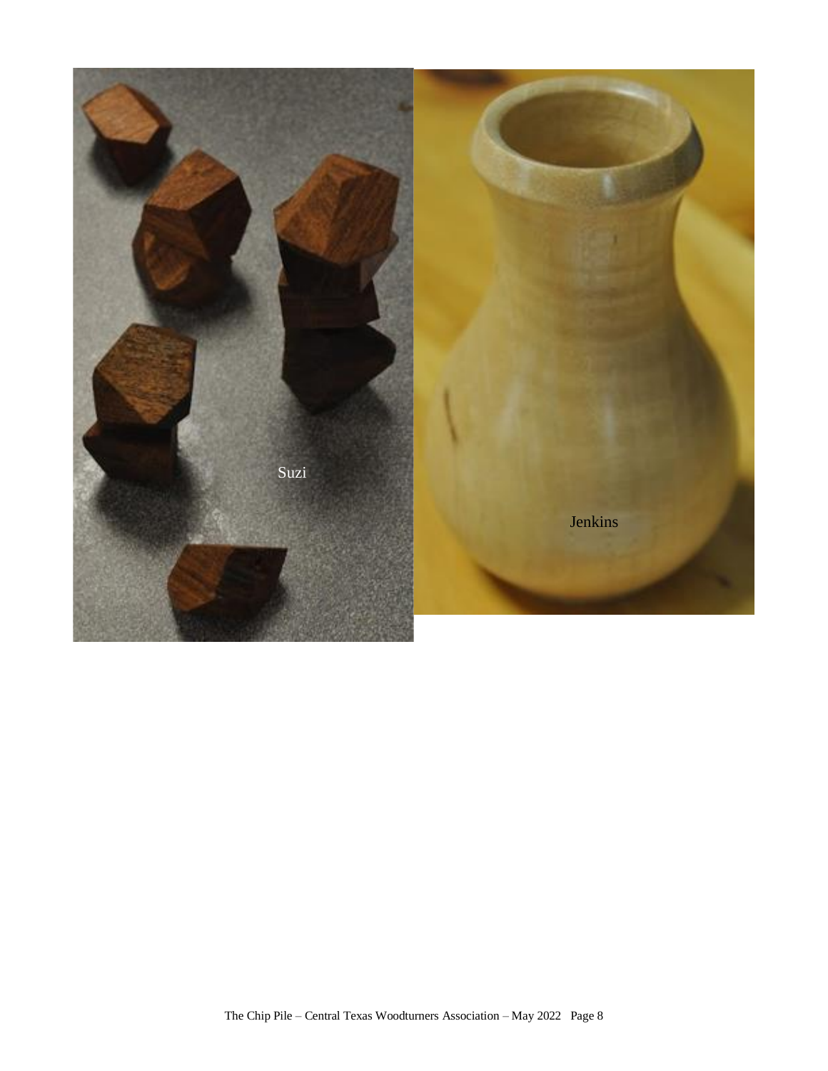Suzi

Jenkins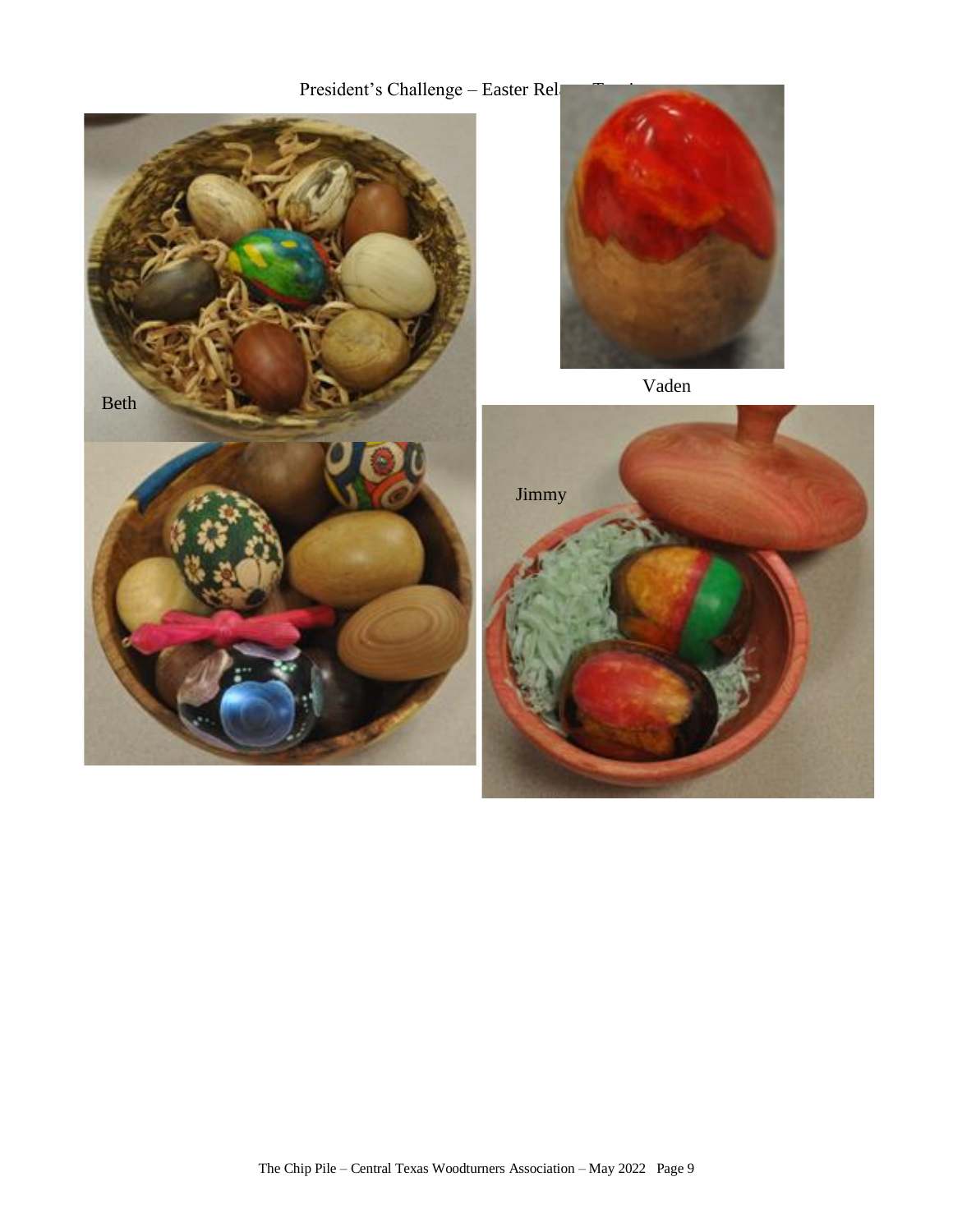President's Challenge – Easter Rel

Beth

Vaden

Jimmy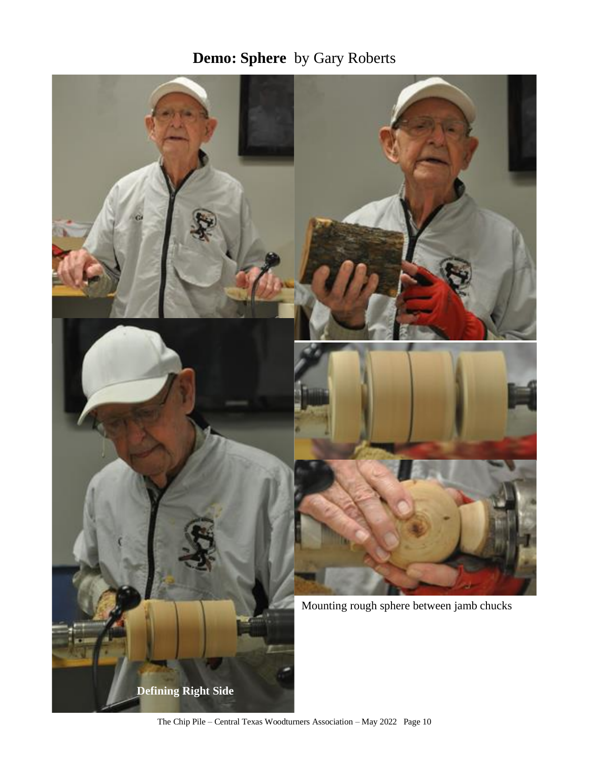# **Demo: Sphere** by Gary Roberts

Mounting rough sphere between jamb chucks

**Defining Right Side**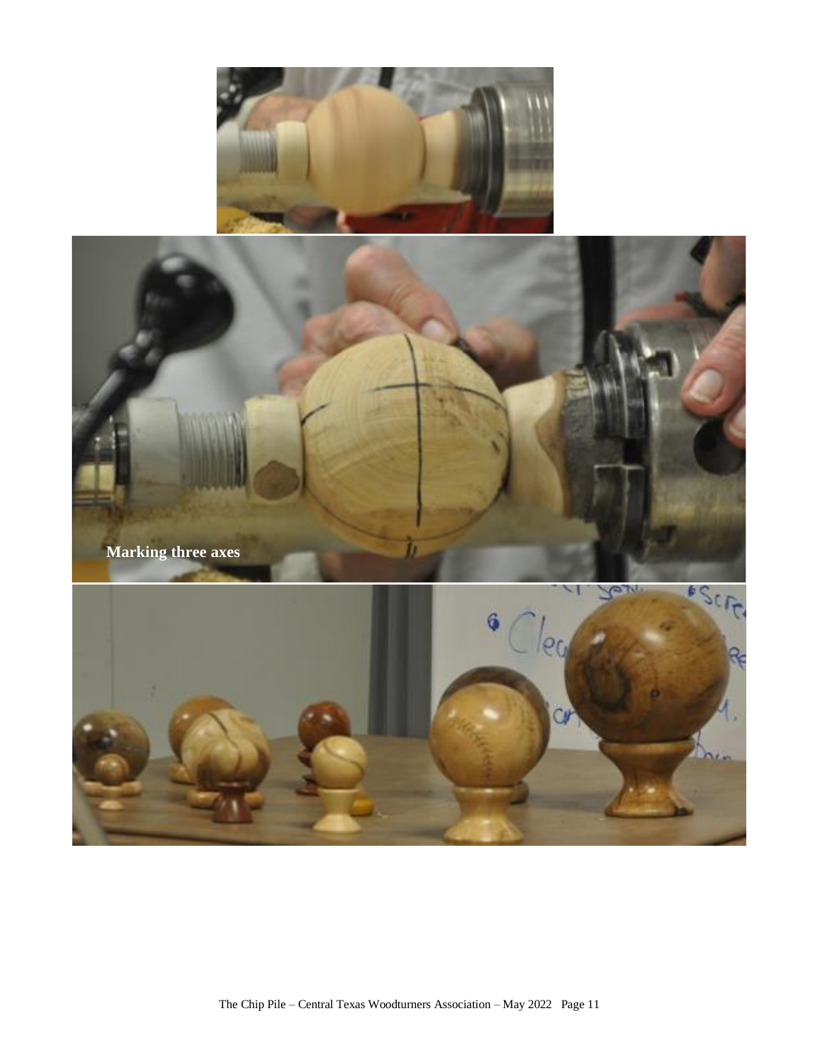Marking three axes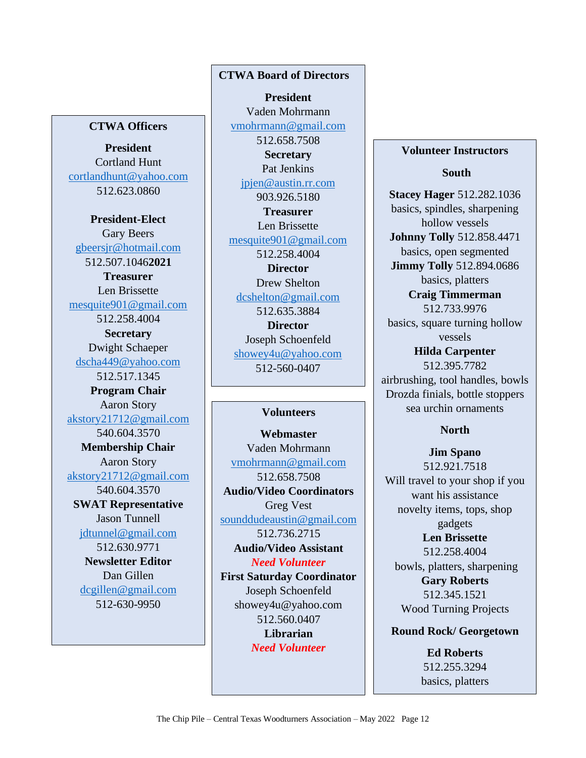## CTWA Officers

**President**
Cortland Hunt
cortlandhunt@yahoo.com
512.623.0860

**President-Elect**
Gary Beers
gbeersjr@hotmail.com
512.507.1046**2021**

**Treasurer**
Len Brissette
mesquite901@gmail.com
512.258.4004

**Secretary**
Dwight Schaeper
dscha449@yahoo.com
512.517.1345

**Program Chair**
Aaron Story
akstory21712@gmail.com
540.604.3570

**Membership Chair**
Aaron Story
akstory21712@gmail.com
540.604.3570

**SWAT Representative**
Jason Tunnell
jdtunnel@gmail.com
512.630.9771

**Newsletter Editor**
Dan Gillen
dcgillen@gmail.com
512-630-9950

## CTWA Board of Directors

**President**
Vaden Mohrmann
vmohrmann@gmail.com
512.658.7508

**Secretary**
Pat Jenkins
jpjen@austin.rr.com
903.926.5180

**Treasurer**
Len Brissette
mesquite901@gmail.com
512.258.4004

**Director**
Drew Shelton
dcshelton@gmail.com
512.635.3884

**Director**
Joseph Schoenfeld
showey4u@yahoo.com
512-560-0407

## Volunteers

**Webmaster**
Vaden Mohrmann
vmohrmann@gmail.com
512.658.7508

**Audio/Video Coordinators**
Greg Vest
sounddudeaustin@gmail.com
512.736.2715

**Audio/Video Assistant**
***Need Volunteer***

**First Saturday Coordinator**
Joseph Schoenfeld
showey4u@yahoo.com
512.560.0407

**Librarian**
***Need Volunteer***

## Volunteer Instructors

### South

**Stacey Hager** 512.282.1036
basics, spindles, sharpening hollow vessels

**Johnny Tolly** 512.858.4471
basics, open segmented

**Jimmy Tolly** 512.894.0686
basics, platters

**Craig Timmerman**
512.733.9976
basics, square turning hollow vessels

**Hilda Carpenter**
512.395.7782
airbrushing, tool handles, bowls
Drozda finials, bottle stoppers
sea urchin ornaments

### North

**Jim Spano**
512.921.7518
Will travel to your shop if you want his assistance
novelty items, tops, shop gadgets

**Len Brissette**
512.258.4004
bowls, platters, sharpening

**Gary Roberts**
512.345.1521
Wood Turning Projects

### Round Rock/ Georgetown

**Ed Roberts**
512.255.3294
basics, platters